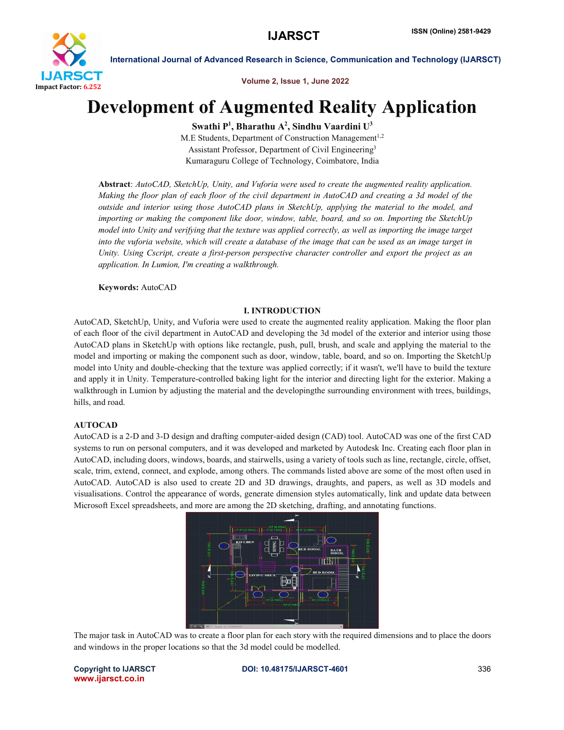# Development of Augmented Reality Application

**Swathi P[1], Bharathu A[2], Sindhu Vaardini U[3]**

M.E Students, Department of Construction Management[1,2]

Assistant Professor, Department of Civil Engineering[3]

Kumaraguru College of Technology, Coimbatore, India

**Abstract**: *AutoCAD, SketchUp, Unity, and Vuforia were used to create the augmented reality application. Making the floor plan of each floor of the civil department in AutoCAD and creating a 3d model of the outside and interior using those AutoCAD plans in SketchUp, applying the material to the model, and importing or making the component like door, window, table, board, and so on. Importing the SketchUp model into Unity and verifying that the texture was applied correctly, as well as importing the image target into the vuforia website, which will create a database of the image that can be used as an image target in Unity. Using Cscript, create a first-person perspective character controller and export the project as an application. In Lumion, I'm creating a walkthrough.*

**Keywords:** AutoCAD

## I. INTRODUCTION

AutoCAD, SketchUp, Unity, and Vuforia were used to create the augmented reality application. Making the floor plan of each floor of the civil department in AutoCAD and developing the 3d model of the exterior and interior using those AutoCAD plans in SketchUp with options like rectangle, push, pull, brush, and scale and applying the material to the model and importing or making the component such as door, window, table, board, and so on. Importing the SketchUp model into Unity and double-checking that the texture was applied correctly; if it wasn't, we'll have to build the texture and apply it in Unity. Temperature-controlled baking light for the interior and directing light for the exterior. Making a walkthrough in Lumion by adjusting the material and the developingthe surrounding environment with trees, buildings, hills, and road.

### AUTOCAD

AutoCAD is a 2-D and 3-D design and drafting computer-aided design (CAD) tool. AutoCAD was one of the first CAD systems to run on personal computers, and it was developed and marketed by Autodesk Inc. Creating each floor plan in AutoCAD, including doors, windows, boards, and stairwells, using a variety of tools such as line, rectangle, circle, offset, scale, trim, extend, connect, and explode, among others. The commands listed above are some of the most often used in AutoCAD. AutoCAD is also used to create 2D and 3D drawings, draughts, and papers, as well as 3D models and visualisations. Control the appearance of words, generate dimension styles automatically, link and update data between Microsoft Excel spreadsheets, and more are among the 2D sketching, drafting, and annotating functions.

The major task in AutoCAD was to create a floor plan for each story with the required dimensions and to place the doors and windows in the proper locations so that the 3d model could be modelled.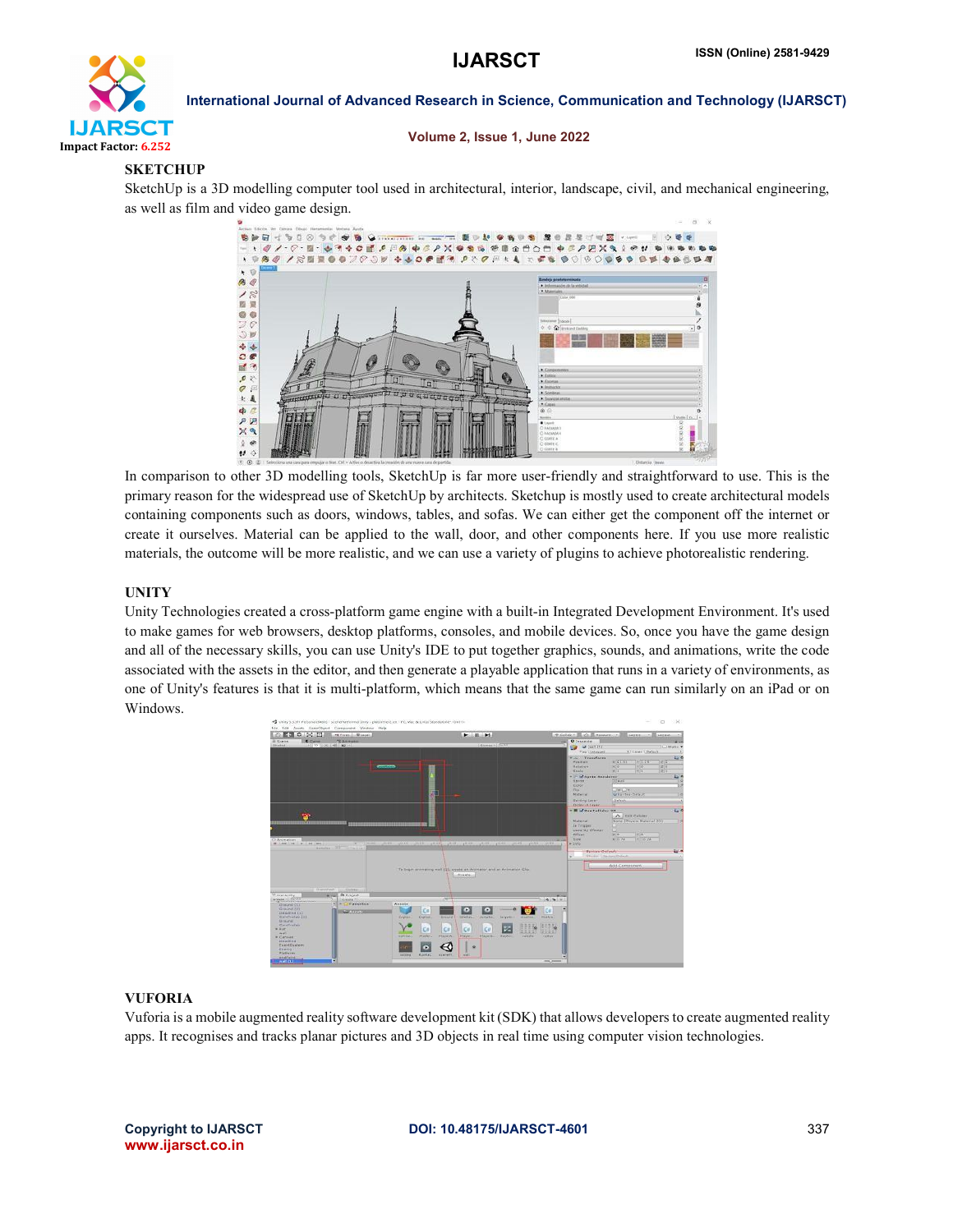## SKETCHUP

SketchUp is a 3D modelling computer tool used in architectural, interior, landscape, civil, and mechanical engineering, as well as film and video game design.

In comparison to other 3D modelling tools, SketchUp is far more user-friendly and straightforward to use. This is the primary reason for the widespread use of SketchUp by architects. Sketchup is mostly used to create architectural models containing components such as doors, windows, tables, and sofas. We can either get the component off the internet or create it ourselves. Material can be applied to the wall, door, and other components here. If you use more realistic materials, the outcome will be more realistic, and we can use a variety of plugins to achieve photorealistic rendering.

## UNITY

Unity Technologies created a cross-platform game engine with a built-in Integrated Development Environment. It's used to make games for web browsers, desktop platforms, consoles, and mobile devices. So, once you have the game design and all of the necessary skills, you can use Unity's IDE to put together graphics, sounds, and animations, write the code associated with the assets in the editor, and then generate a playable application that runs in a variety of environments, as one of Unity's features is that it is multi-platform, which means that the same game can run similarly on an iPad or on Windows.

## VUFORIA

Vuforia is a mobile augmented reality software development kit (SDK) that allows developers to create augmented reality apps. It recognises and tracks planar pictures and 3D objects in real time using computer vision technologies.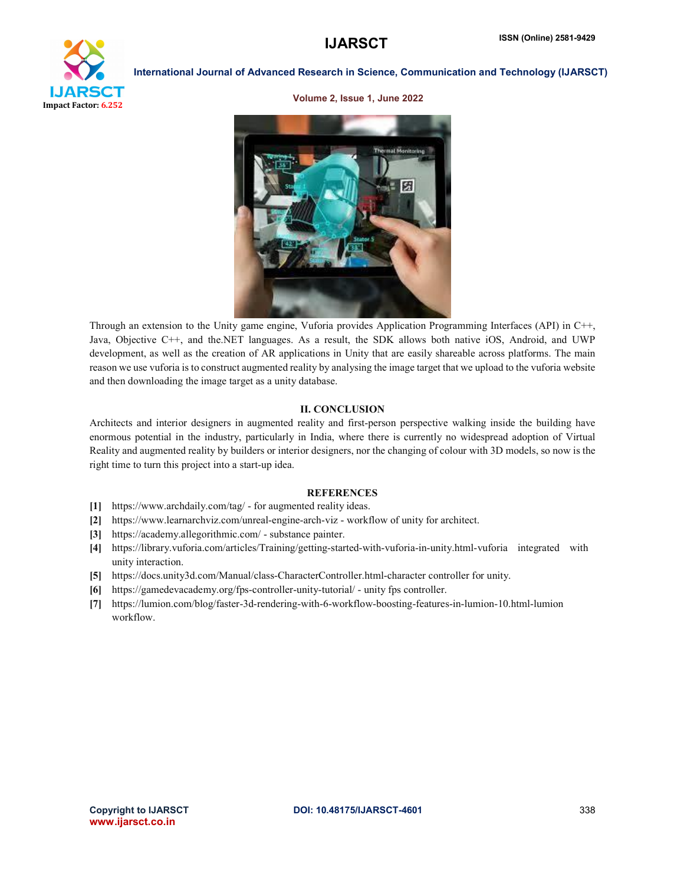Through an extension to the Unity game engine, Vuforia provides Application Programming Interfaces (API) in C++, Java, Objective C++, and the.NET languages. As a result, the SDK allows both native iOS, Android, and UWP development, as well as the creation of AR applications in Unity that are easily shareable across platforms. The main reason we use vuforia is to construct augmented reality by analysing the image target that we upload to the vuforia website and then downloading the image target as a unity database.

## II. CONCLUSION

Architects and interior designers in augmented reality and first-person perspective walking inside the building have enormous potential in the industry, particularly in India, where there is currently no widespread adoption of Virtual Reality and augmented reality by builders or interior designers, nor the changing of colour with 3D models, so now is the right time to turn this project into a start-up idea.

## REFERENCES

**[1]** https://www.archdaily.com/tag/ - for augmented reality ideas.

**[2]** https://www.learnarchviz.com/unreal-engine-arch-viz - workflow of unity for architect.

**[3]** https://academy.allegorithmic.com/ - substance painter.

**[4]** https://library.vuforia.com/articles/Training/getting-started-with-vuforia-in-unity.html-vuforia integrated with unity interaction.

**[5]** https://docs.unity3d.com/Manual/class-CharacterController.html-character controller for unity.

**[6]** https://gamedevacademy.org/fps-controller-unity-tutorial/ - unity fps controller.

**[7]** https://lumion.com/blog/faster-3d-rendering-with-6-workflow-boosting-features-in-lumion-10.html-lumion workflow.